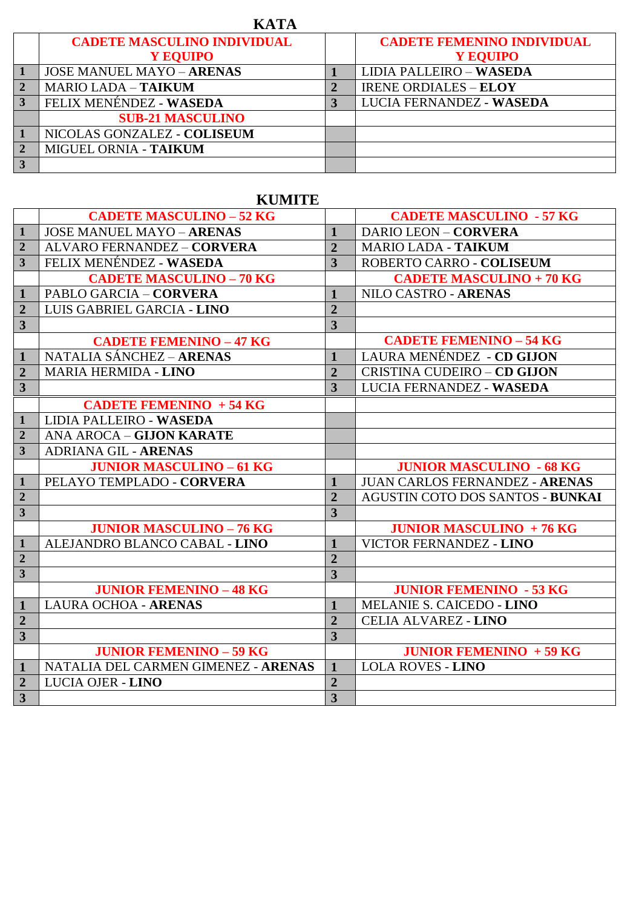## KATA

| | CADETE MASCULINO INDIVIDUAL Y EQUIPO | | CADETE FEMENINO INDIVIDUAL Y EQUIPO |
|---|---|---|---|
| 1 | JOSE MANUEL MAYO – **ARENAS** | 1 | LIDIA PALLEIRO – **WASEDA** |
| 2 | MARIO LADA – **TAIKUM** | 2 | IRENE ORDIALES – **ELOY** |
| 3 | FELIX MENÉNDEZ - **WASEDA** | 3 | LUCIA FERNANDEZ - **WASEDA** |
| | **SUB-21 MASCULINO** | | |
| 1 | NICOLAS GONZALEZ - **COLISEUM** | | |
| 2 | MIGUEL ORNIA - **TAIKUM** | | |
| 3 | | | |

## KUMITE

| | CADETE MASCULINO – 52 KG | | CADETE MASCULINO - 57 KG |
|---|---|---|---|
| 1 | JOSE MANUEL MAYO – **ARENAS** | 1 | DARIO LEON – **CORVERA** |
| 2 | ALVARO FERNANDEZ – **CORVERA** | 2 | MARIO LADA - **TAIKUM** |
| 3 | FELIX MENÉNDEZ - **WASEDA** | 3 | ROBERTO CARRO - **COLISEUM** |
| | **CADETE MASCULINO – 70 KG** | | **CADETE MASCULINO + 70 KG** |
| 1 | PABLO GARCIA – **CORVERA** | 1 | NILO CASTRO - **ARENAS** |
| 2 | LUIS GABRIEL GARCIA - **LINO** | 2 | |
| 3 | | 3 | |
| | **CADETE FEMENINO – 47 KG** | | **CADETE FEMENINO – 54 KG** |
| 1 | NATALIA SÁNCHEZ – **ARENAS** | 1 | LAURA MENÉNDEZ - **CD GIJON** |
| 2 | MARIA HERMIDA - **LINO** | 2 | CRISTINA CUDEIRO – **CD GIJON** |
| 3 | | 3 | LUCIA FERNANDEZ - **WASEDA** |
| | **CADETE FEMENINO + 54 KG** | | |
| 1 | LIDIA PALLEIRO - **WASEDA** | | |
| 2 | ANA AROCA – **GIJON KARATE** | | |
| 3 | ADRIANA GIL - **ARENAS** | | |
| | **JUNIOR MASCULINO – 61 KG** | | **JUNIOR MASCULINO - 68 KG** |
| 1 | PELAYO TEMPLADO - **CORVERA** | 1 | JUAN CARLOS FERNANDEZ - **ARENAS** |
| 2 | | 2 | AGUSTIN COTO DOS SANTOS - **BUNKAI** |
| 3 | | 3 | |
| | **JUNIOR MASCULINO – 76 KG** | | **JUNIOR MASCULINO + 76 KG** |
| 1 | ALEJANDRO BLANCO CABAL - **LINO** | 1 | VICTOR FERNANDEZ - **LINO** |
| 2 | | 2 | |
| 3 | | 3 | |
| | **JUNIOR FEMENINO – 48 KG** | | **JUNIOR FEMENINO - 53 KG** |
| 1 | LAURA OCHOA - **ARENAS** | 1 | MELANIE S. CAICEDO - **LINO** |
| 2 | | 2 | CELIA ALVAREZ - **LINO** |
| 3 | | 3 | |
| | **JUNIOR FEMENINO – 59 KG** | | **JUNIOR FEMENINO + 59 KG** |
| 1 | NATALIA DEL CARMEN GIMENEZ - **ARENAS** | 1 | LOLA ROVES - **LINO** |
| 2 | LUCIA OJER - **LINO** | 2 | |
| 3 | | 3 | |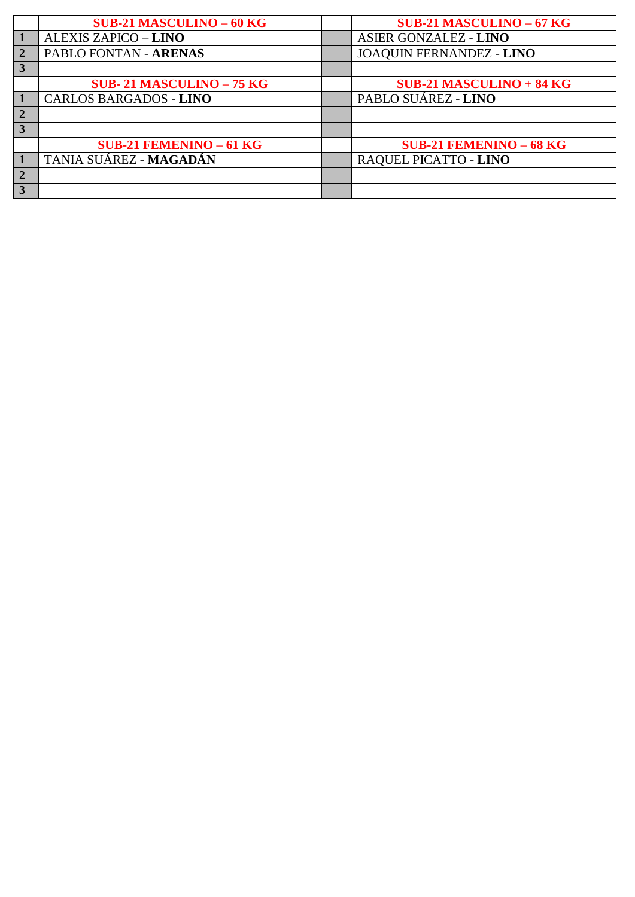| | SUB-21 MASCULINO – 60 KG | | SUB-21 MASCULINO – 67 KG |
|---|---|---|---|
| **1** | ALEXIS ZAPICO – **LINO** | | ASIER GONZALEZ - **LINO** |
| **2** | PABLO FONTAN - **ARENAS** | | JOAQUIN FERNANDEZ - **LINO** |
| **3** | | | |
| | **SUB- 21 MASCULINO – 75 KG** | | **SUB-21 MASCULINO + 84 KG** |
| **1** | CARLOS BARGADOS - **LINO** | | PABLO SUÁREZ - **LINO** |
| **2** | | | |
| **3** | | | |
| | **SUB-21 FEMENINO – 61 KG** | | **SUB-21 FEMENINO – 68 KG** |
| **1** | TANIA SUÁREZ - **MAGADÁN** | | RAQUEL PICATTO - **LINO** |
| **2** | | | |
| **3** | | | |